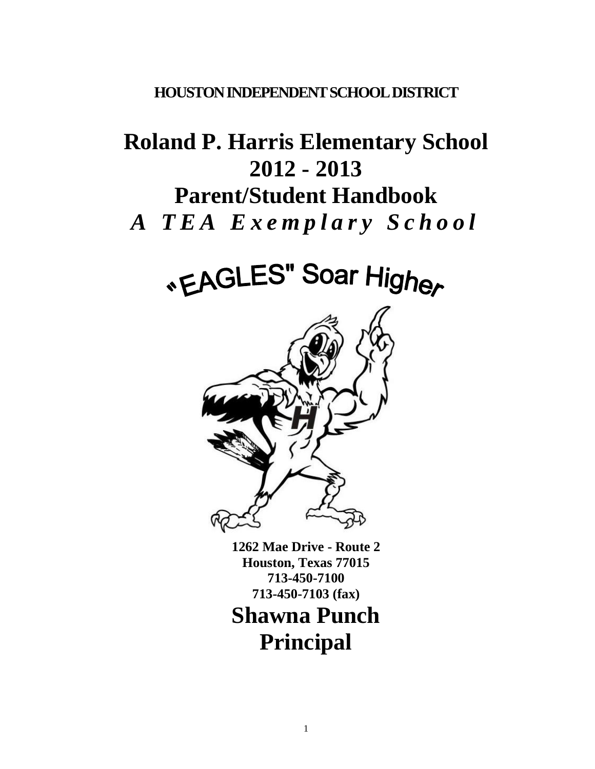**HOUSTON INDEPENDENT SCHOOL DISTRICT**

# Roland P. Harris Elementary School 2012 - 2013 Parent/Student Handbook

## *A TEA Exemplary School*

"EAGLES" Soar Higher

**1262 Mae Drive - Route 2**
**Houston, Texas 77015**
**713-450-7100**
**713-450-7103 (fax)**

## Shawna Punch
## Principal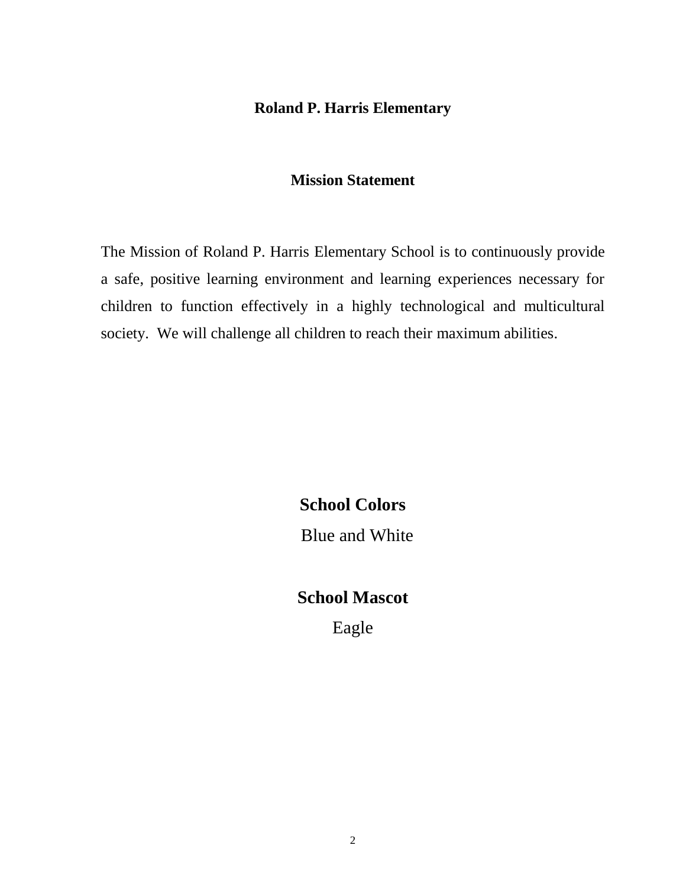# Roland P. Harris Elementary

## Mission Statement

The Mission of Roland P. Harris Elementary School is to continuously provide a safe, positive learning environment and learning experiences necessary for children to function effectively in a highly technological and multicultural society. We will challenge all children to reach their maximum abilities.

## School Colors

Blue and White

## School Mascot

Eagle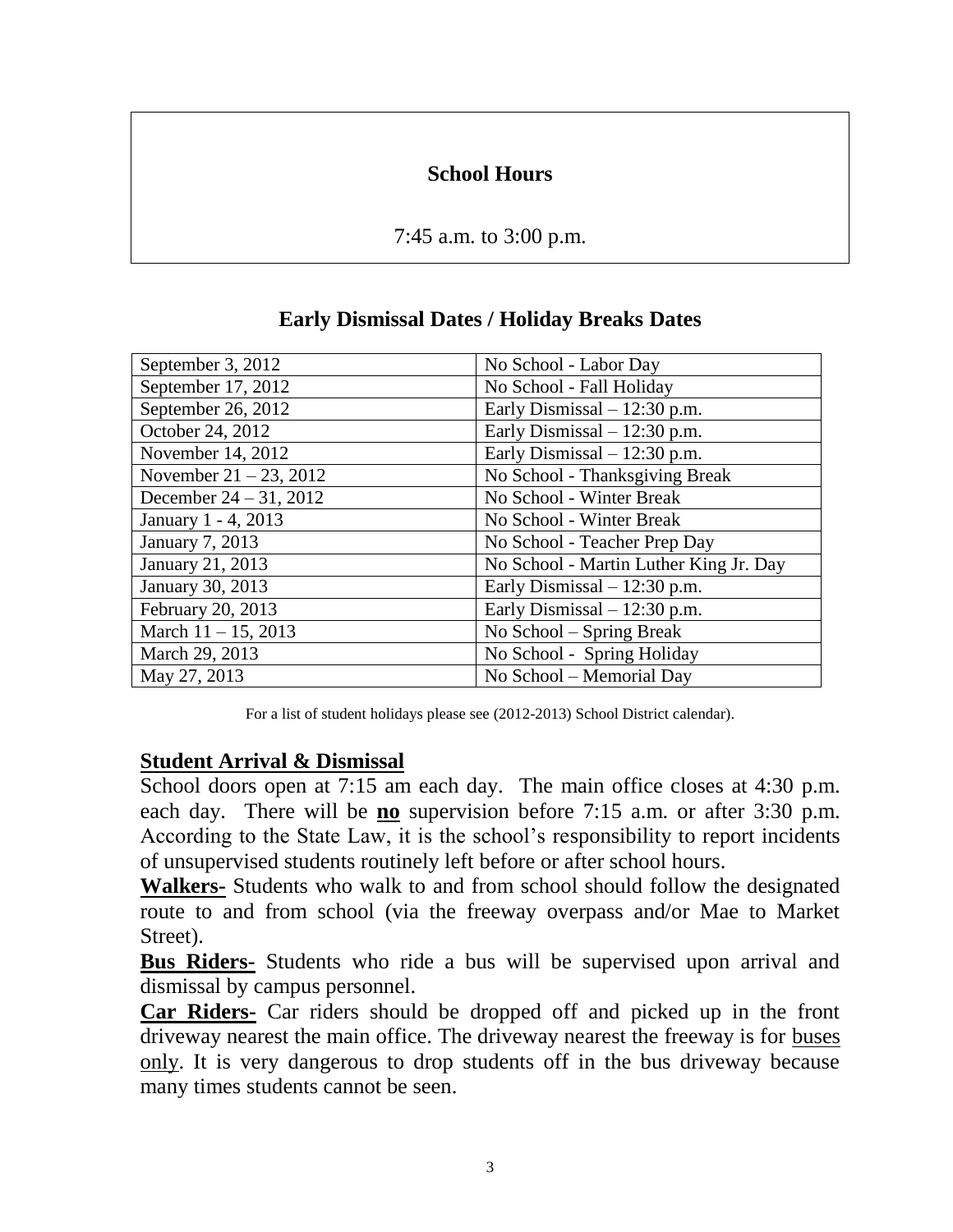## School Hours

7:45 a.m. to 3:00 p.m.

## Early Dismissal Dates / Holiday Breaks Dates

| Date | Event |
|---|---|
| September 3, 2012 | No School - Labor Day |
| September 17, 2012 | No School - Fall Holiday |
| September 26, 2012 | Early Dismissal – 12:30 p.m. |
| October 24, 2012 | Early Dismissal – 12:30 p.m. |
| November 14, 2012 | Early Dismissal – 12:30 p.m. |
| November 21 – 23, 2012 | No School - Thanksgiving Break |
| December 24 – 31, 2012 | No School - Winter Break |
| January 1 - 4, 2013 | No School - Winter Break |
| January 7, 2013 | No School - Teacher Prep Day |
| January 21, 2013 | No School - Martin Luther King Jr. Day |
| January 30, 2013 | Early Dismissal – 12:30 p.m. |
| February 20, 2013 | Early Dismissal – 12:30 p.m. |
| March 11 – 15, 2013 | No School – Spring Break |
| March 29, 2013 | No School - Spring Holiday |
| May 27, 2013 | No School – Memorial Day |

For a list of student holidays please see (2012-2013) School District calendar).

## Student Arrival & Dismissal

School doors open at 7:15 am each day. The main office closes at 4:30 p.m. each day. There will be **no** supervision before 7:15 a.m. or after 3:30 p.m. According to the State Law, it is the school's responsibility to report incidents of unsupervised students routinely left before or after school hours.

**Walkers-** Students who walk to and from school should follow the designated route to and from school (via the freeway overpass and/or Mae to Market Street).

**Bus Riders-** Students who ride a bus will be supervised upon arrival and dismissal by campus personnel.

**Car Riders-** Car riders should be dropped off and picked up in the front driveway nearest the main office. The driveway nearest the freeway is for buses only. It is very dangerous to drop students off in the bus driveway because many times students cannot be seen.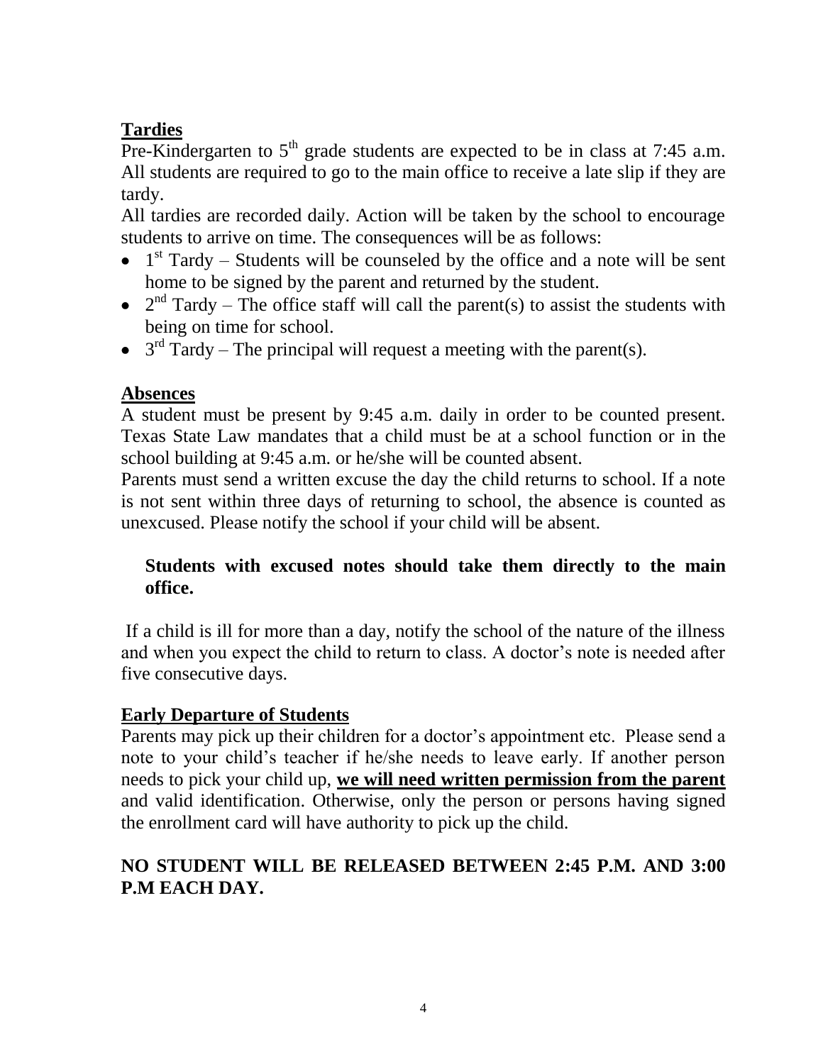## Tardies

Pre-Kindergarten to 5th grade students are expected to be in class at 7:45 a.m. All students are required to go to the main office to receive a late slip if they are tardy.

All tardies are recorded daily. Action will be taken by the school to encourage students to arrive on time. The consequences will be as follows:

- 1st Tardy – Students will be counseled by the office and a note will be sent home to be signed by the parent and returned by the student.
- 2nd Tardy – The office staff will call the parent(s) to assist the students with being on time for school.
- 3rd Tardy – The principal will request a meeting with the parent(s).

## Absences

A student must be present by 9:45 a.m. daily in order to be counted present. Texas State Law mandates that a child must be at a school function or in the school building at 9:45 a.m. or he/she will be counted absent.

Parents must send a written excuse the day the child returns to school. If a note is not sent within three days of returning to school, the absence is counted as unexcused. Please notify the school if your child will be absent.

**Students with excused notes should take them directly to the main office.**

If a child is ill for more than a day, notify the school of the nature of the illness and when you expect the child to return to class. A doctor's note is needed after five consecutive days.

## Early Departure of Students

Parents may pick up their children for a doctor's appointment etc. Please send a note to your child's teacher if he/she needs to leave early. If another person needs to pick your child up, **we will need written permission from the parent** and valid identification. Otherwise, only the person or persons having signed the enrollment card will have authority to pick up the child.

**NO STUDENT WILL BE RELEASED BETWEEN 2:45 P.M. AND 3:00 P.M EACH DAY.**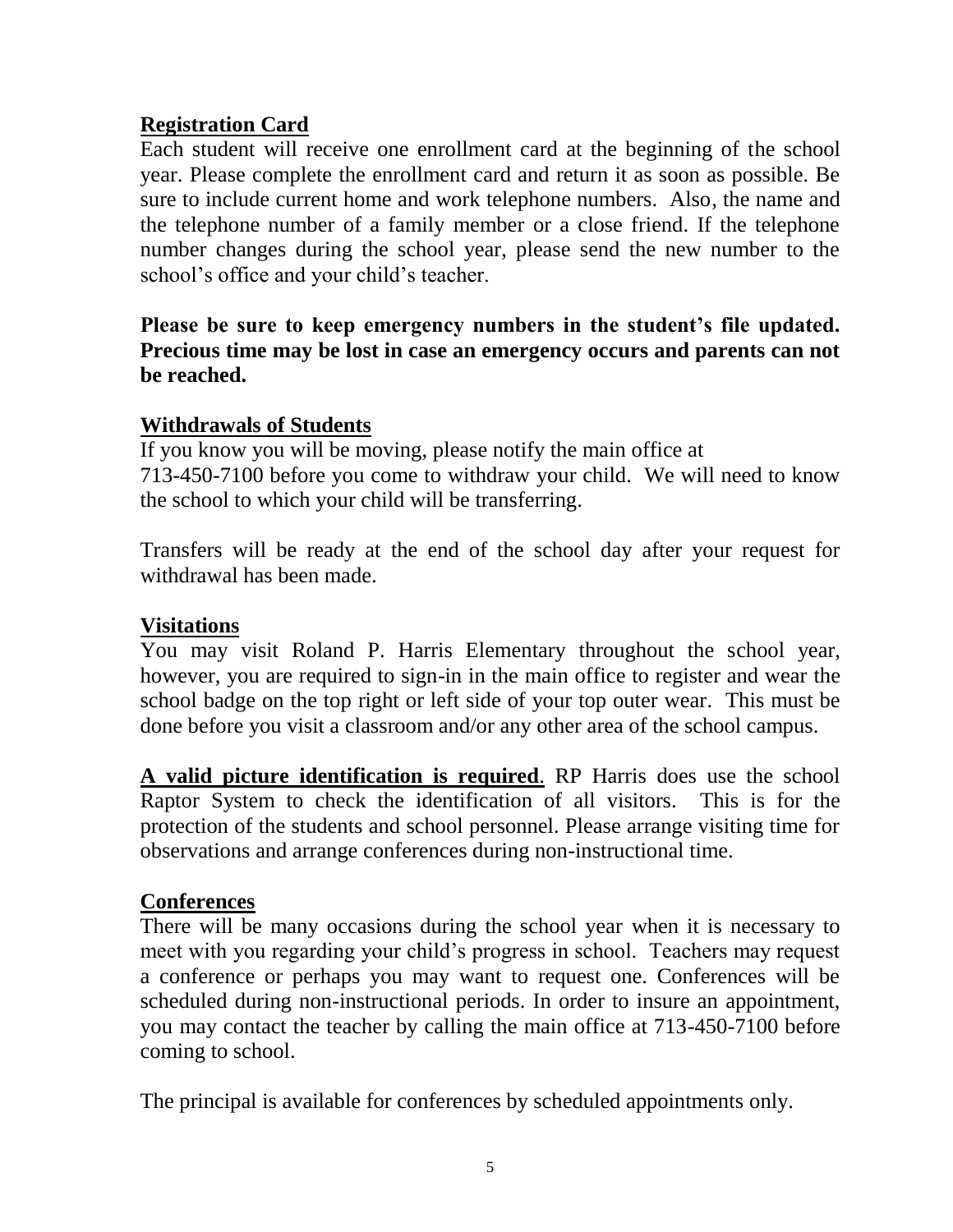## Registration Card

Each student will receive one enrollment card at the beginning of the school year. Please complete the enrollment card and return it as soon as possible. Be sure to include current home and work telephone numbers. Also, the name and the telephone number of a family member or a close friend. If the telephone number changes during the school year, please send the new number to the school's office and your child's teacher.

**Please be sure to keep emergency numbers in the student's file updated. Precious time may be lost in case an emergency occurs and parents can not be reached.**

## Withdrawals of Students

If you know you will be moving, please notify the main office at 713-450-7100 before you come to withdraw your child. We will need to know the school to which your child will be transferring.

Transfers will be ready at the end of the school day after your request for withdrawal has been made.

## Visitations

You may visit Roland P. Harris Elementary throughout the school year, however, you are required to sign-in in the main office to register and wear the school badge on the top right or left side of your top outer wear. This must be done before you visit a classroom and/or any other area of the school campus.

**A valid picture identification is required**. RP Harris does use the school Raptor System to check the identification of all visitors. This is for the protection of the students and school personnel. Please arrange visiting time for observations and arrange conferences during non-instructional time.

## Conferences

There will be many occasions during the school year when it is necessary to meet with you regarding your child's progress in school. Teachers may request a conference or perhaps you may want to request one. Conferences will be scheduled during non-instructional periods. In order to insure an appointment, you may contact the teacher by calling the main office at 713-450-7100 before coming to school.

The principal is available for conferences by scheduled appointments only.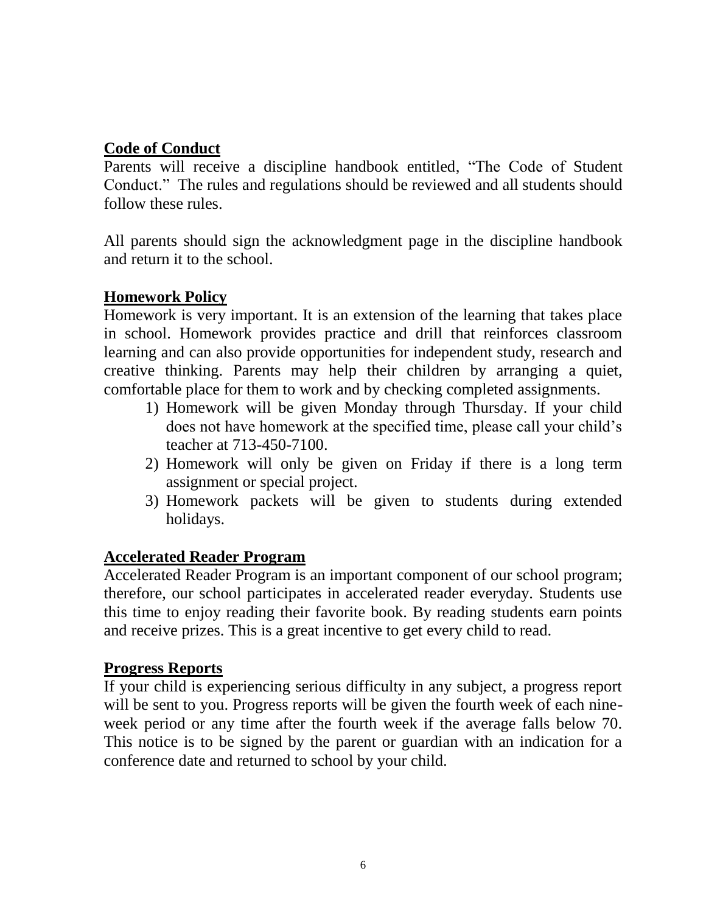## Code of Conduct

Parents will receive a discipline handbook entitled, "The Code of Student Conduct." The rules and regulations should be reviewed and all students should follow these rules.

All parents should sign the acknowledgment page in the discipline handbook and return it to the school.

## Homework Policy

Homework is very important. It is an extension of the learning that takes place in school. Homework provides practice and drill that reinforces classroom learning and can also provide opportunities for independent study, research and creative thinking. Parents may help their children by arranging a quiet, comfortable place for them to work and by checking completed assignments.

1) Homework will be given Monday through Thursday. If your child does not have homework at the specified time, please call your child's teacher at 713-450-7100.
2) Homework will only be given on Friday if there is a long term assignment or special project.
3) Homework packets will be given to students during extended holidays.

## Accelerated Reader Program

Accelerated Reader Program is an important component of our school program; therefore, our school participates in accelerated reader everyday. Students use this time to enjoy reading their favorite book. By reading students earn points and receive prizes. This is a great incentive to get every child to read.

## Progress Reports

If your child is experiencing serious difficulty in any subject, a progress report will be sent to you. Progress reports will be given the fourth week of each nine-week period or any time after the fourth week if the average falls below 70. This notice is to be signed by the parent or guardian with an indication for a conference date and returned to school by your child.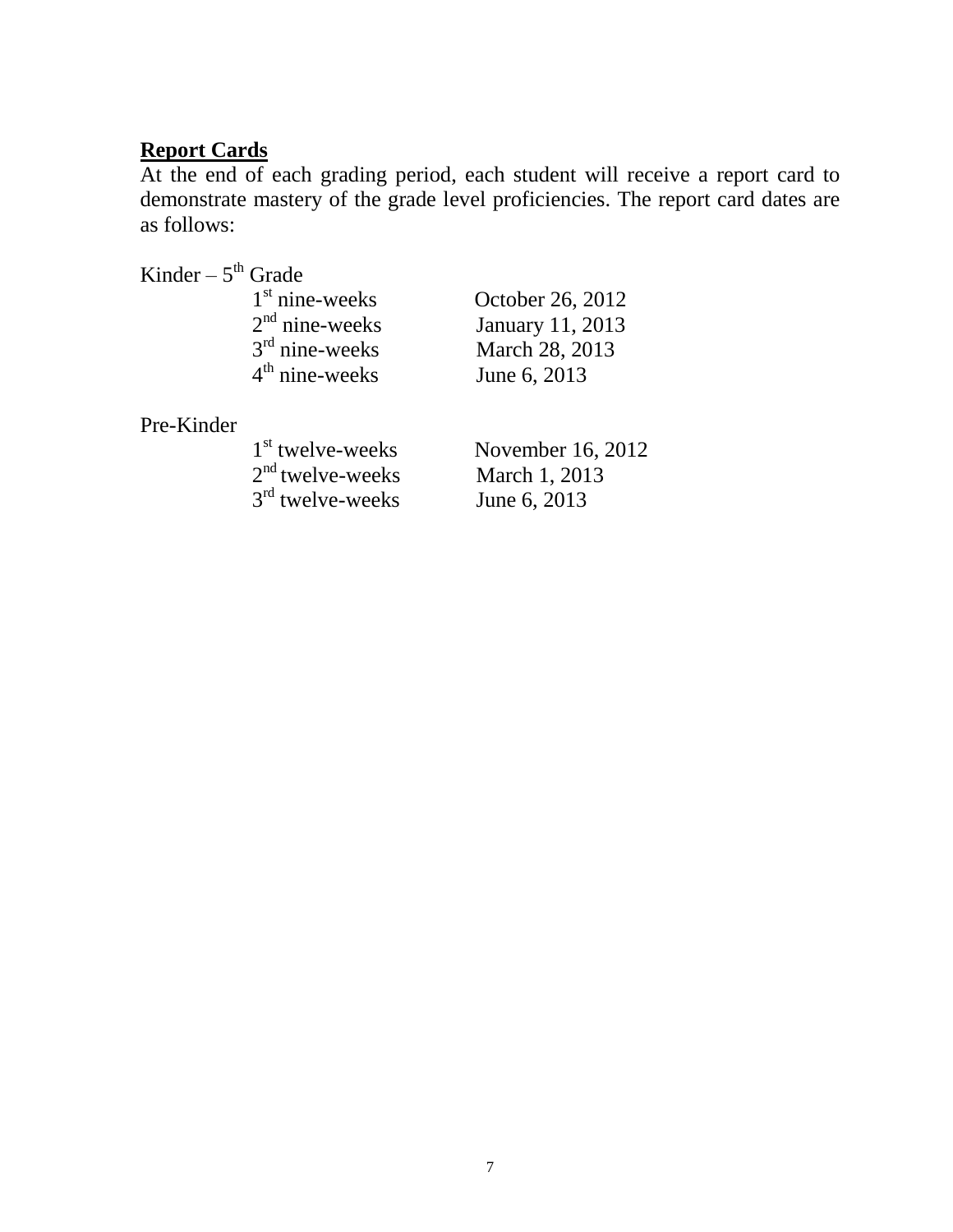**Report Cards**

At the end of each grading period, each student will receive a report card to demonstrate mastery of the grade level proficiencies. The report card dates are as follows:

Kinder – 5th Grade

| | |
|---|---|
| 1st nine-weeks | October 26, 2012 |
| 2nd nine-weeks | January 11, 2013 |
| 3rd nine-weeks | March 28, 2013 |
| 4th nine-weeks | June 6, 2013 |

Pre-Kinder

| | |
|---|---|
| 1st twelve-weeks | November 16, 2012 |
| 2nd twelve-weeks | March 1, 2013 |
| 3rd twelve-weeks | June 6, 2013 |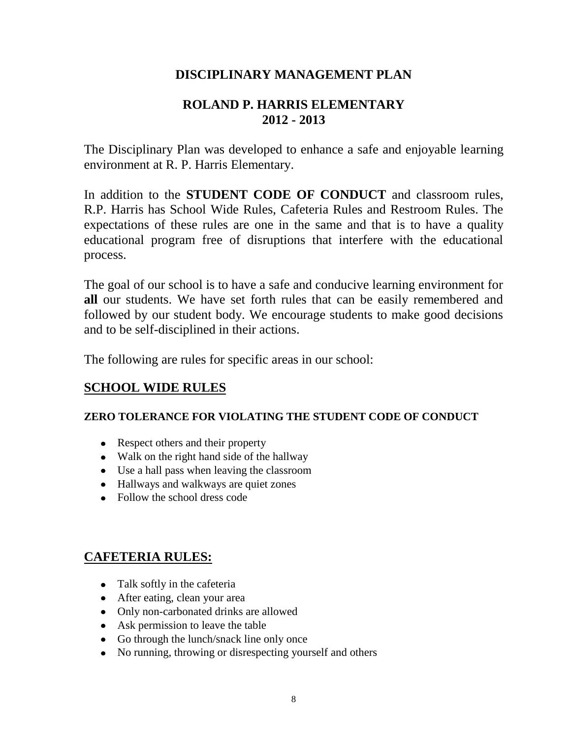# DISCIPLINARY MANAGEMENT PLAN

## ROLAND P. HARRIS ELEMENTARY
## 2012 - 2013

The Disciplinary Plan was developed to enhance a safe and enjoyable learning environment at R. P. Harris Elementary.

In addition to the **STUDENT CODE OF CONDUCT** and classroom rules, R.P. Harris has School Wide Rules, Cafeteria Rules and Restroom Rules. The expectations of these rules are one in the same and that is to have a quality educational program free of disruptions that interfere with the educational process.

The goal of our school is to have a safe and conducive learning environment for **all** our students. We have set forth rules that can be easily remembered and followed by our student body. We encourage students to make good decisions and to be self-disciplined in their actions.

The following are rules for specific areas in our school:

## SCHOOL WIDE RULES

**ZERO TOLERANCE FOR VIOLATING THE STUDENT CODE OF CONDUCT**

- Respect others and their property
- Walk on the right hand side of the hallway
- Use a hall pass when leaving the classroom
- Hallways and walkways are quiet zones
- Follow the school dress code

## CAFETERIA RULES:

- Talk softly in the cafeteria
- After eating, clean your area
- Only non-carbonated drinks are allowed
- Ask permission to leave the table
- Go through the lunch/snack line only once
- No running, throwing or disrespecting yourself and others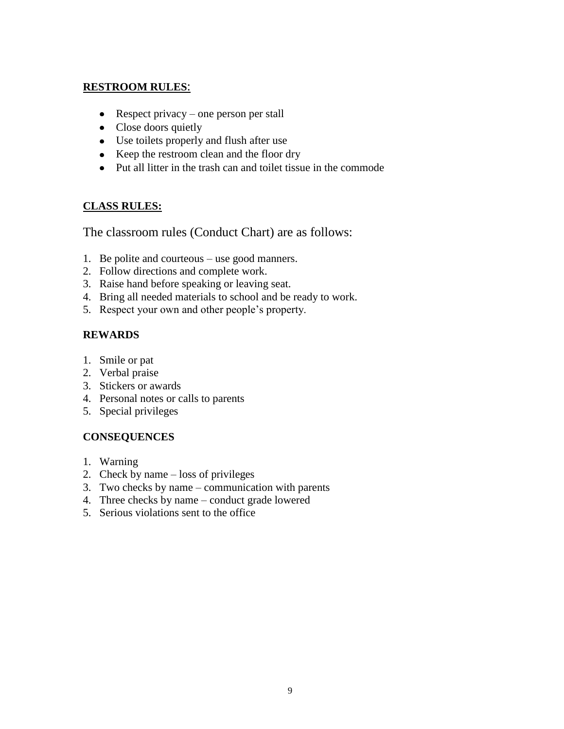**RESTROOM RULES**:

- Respect privacy – one person per stall
- Close doors quietly
- Use toilets properly and flush after use
- Keep the restroom clean and the floor dry
- Put all litter in the trash can and toilet tissue in the commode

**CLASS RULES:**

The classroom rules (Conduct Chart) are as follows:

1. Be polite and courteous – use good manners.
2. Follow directions and complete work.
3. Raise hand before speaking or leaving seat.
4. Bring all needed materials to school and be ready to work.
5. Respect your own and other people's property.

**REWARDS**

1. Smile or pat
2. Verbal praise
3. Stickers or awards
4. Personal notes or calls to parents
5. Special privileges

**CONSEQUENCES**

1. Warning
2. Check by name – loss of privileges
3. Two checks by name – communication with parents
4. Three checks by name – conduct grade lowered
5. Serious violations sent to the office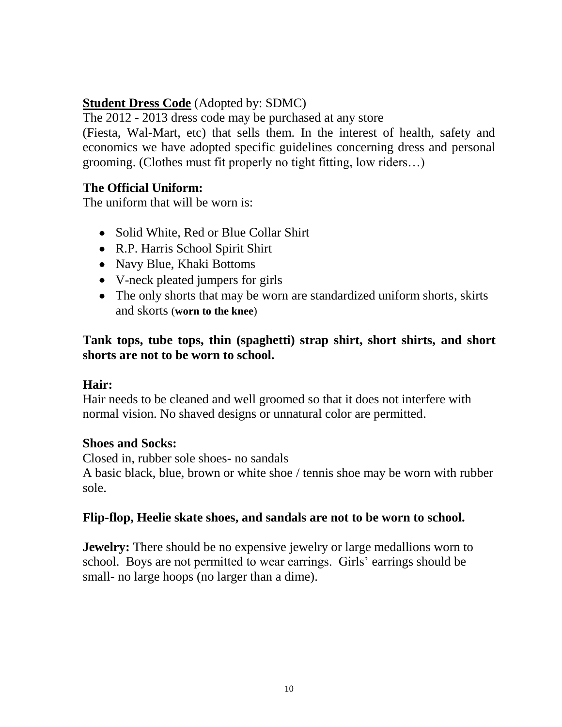**Student Dress Code** (Adopted by: SDMC)

The 2012 - 2013 dress code may be purchased at any store (Fiesta, Wal-Mart, etc) that sells them. In the interest of health, safety and economics we have adopted specific guidelines concerning dress and personal grooming. (Clothes must fit properly no tight fitting, low riders…)

**The Official Uniform:**

The uniform that will be worn is:

- Solid White, Red or Blue Collar Shirt
- R.P. Harris School Spirit Shirt
- Navy Blue, Khaki Bottoms
- V-neck pleated jumpers for girls
- The only shorts that may be worn are standardized uniform shorts, skirts and skorts (**worn to the knee**)

**Tank tops, tube tops, thin (spaghetti) strap shirt, short shirts, and short shorts are not to be worn to school.**

**Hair:**

Hair needs to be cleaned and well groomed so that it does not interfere with normal vision. No shaved designs or unnatural color are permitted.

**Shoes and Socks:**

Closed in, rubber sole shoes- no sandals

A basic black, blue, brown or white shoe / tennis shoe may be worn with rubber sole.

**Flip-flop, Heelie skate shoes, and sandals are not to be worn to school.**

**Jewelry:** There should be no expensive jewelry or large medallions worn to school. Boys are not permitted to wear earrings. Girls' earrings should be small- no large hoops (no larger than a dime).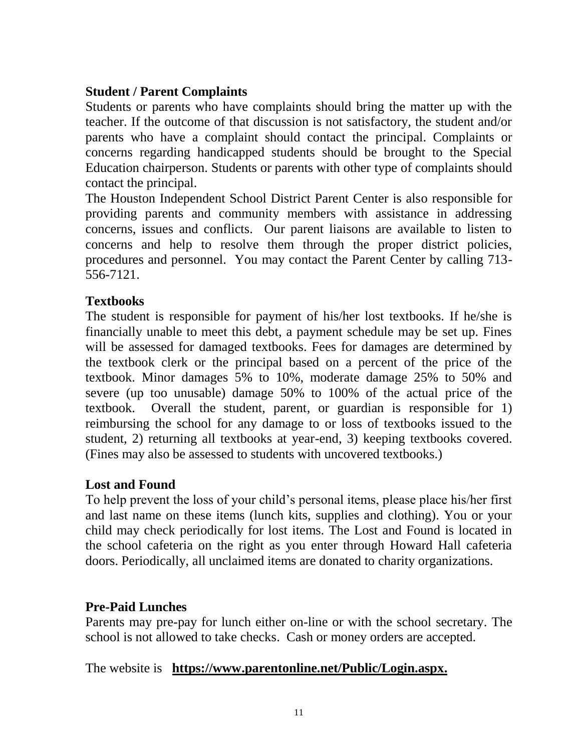## Student / Parent Complaints

Students or parents who have complaints should bring the matter up with the teacher. If the outcome of that discussion is not satisfactory, the student and/or parents who have a complaint should contact the principal. Complaints or concerns regarding handicapped students should be brought to the Special Education chairperson. Students or parents with other type of complaints should contact the principal.

The Houston Independent School District Parent Center is also responsible for providing parents and community members with assistance in addressing concerns, issues and conflicts. Our parent liaisons are available to listen to concerns and help to resolve them through the proper district policies, procedures and personnel. You may contact the Parent Center by calling 713-556-7121.

## Textbooks

The student is responsible for payment of his/her lost textbooks. If he/she is financially unable to meet this debt, a payment schedule may be set up. Fines will be assessed for damaged textbooks. Fees for damages are determined by the textbook clerk or the principal based on a percent of the price of the textbook. Minor damages 5% to 10%, moderate damage 25% to 50% and severe (up too unusable) damage 50% to 100% of the actual price of the textbook. Overall the student, parent, or guardian is responsible for 1) reimbursing the school for any damage to or loss of textbooks issued to the student, 2) returning all textbooks at year-end, 3) keeping textbooks covered. (Fines may also be assessed to students with uncovered textbooks.)

## Lost and Found

To help prevent the loss of your child's personal items, please place his/her first and last name on these items (lunch kits, supplies and clothing). You or your child may check periodically for lost items. The Lost and Found is located in the school cafeteria on the right as you enter through Howard Hall cafeteria doors. Periodically, all unclaimed items are donated to charity organizations.

## Pre-Paid Lunches

Parents may pre-pay for lunch either on-line or with the school secretary. The school is not allowed to take checks. Cash or money orders are accepted.

The website is **https://www.parentonline.net/Public/Login.aspx.**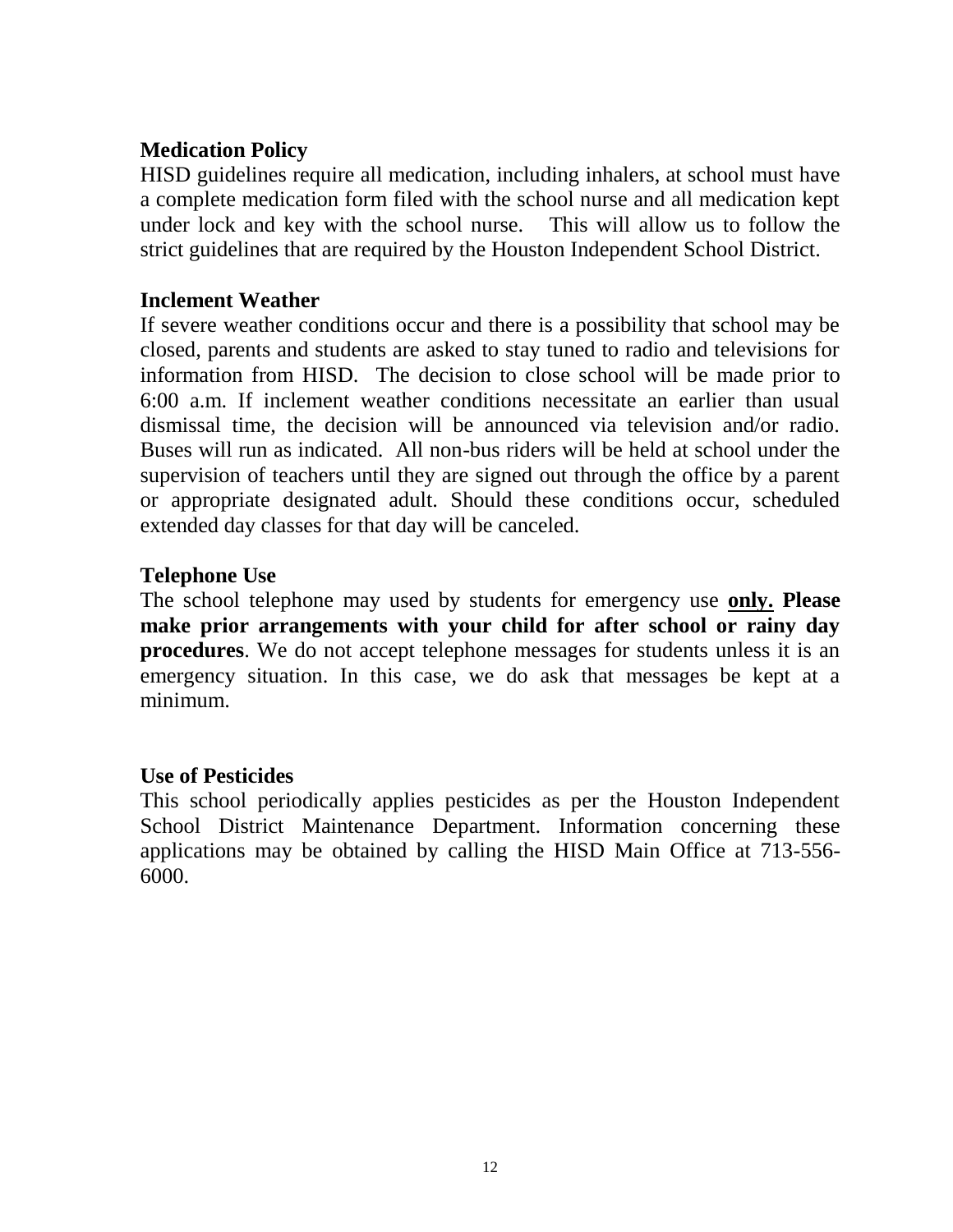**Medication Policy**

HISD guidelines require all medication, including inhalers, at school must have a complete medication form filed with the school nurse and all medication kept under lock and key with the school nurse. This will allow us to follow the strict guidelines that are required by the Houston Independent School District.

**Inclement Weather**

If severe weather conditions occur and there is a possibility that school may be closed, parents and students are asked to stay tuned to radio and televisions for information from HISD. The decision to close school will be made prior to 6:00 a.m. If inclement weather conditions necessitate an earlier than usual dismissal time, the decision will be announced via television and/or radio. Buses will run as indicated. All non-bus riders will be held at school under the supervision of teachers until they are signed out through the office by a parent or appropriate designated adult. Should these conditions occur, scheduled extended day classes for that day will be canceled.

**Telephone Use**

The school telephone may used by students for emergency use **<u>only.</u> Please make prior arrangements with your child for after school or rainy day procedures**. We do not accept telephone messages for students unless it is an emergency situation. In this case, we do ask that messages be kept at a minimum.

**Use of Pesticides**

This school periodically applies pesticides as per the Houston Independent School District Maintenance Department. Information concerning these applications may be obtained by calling the HISD Main Office at 713-556-6000.